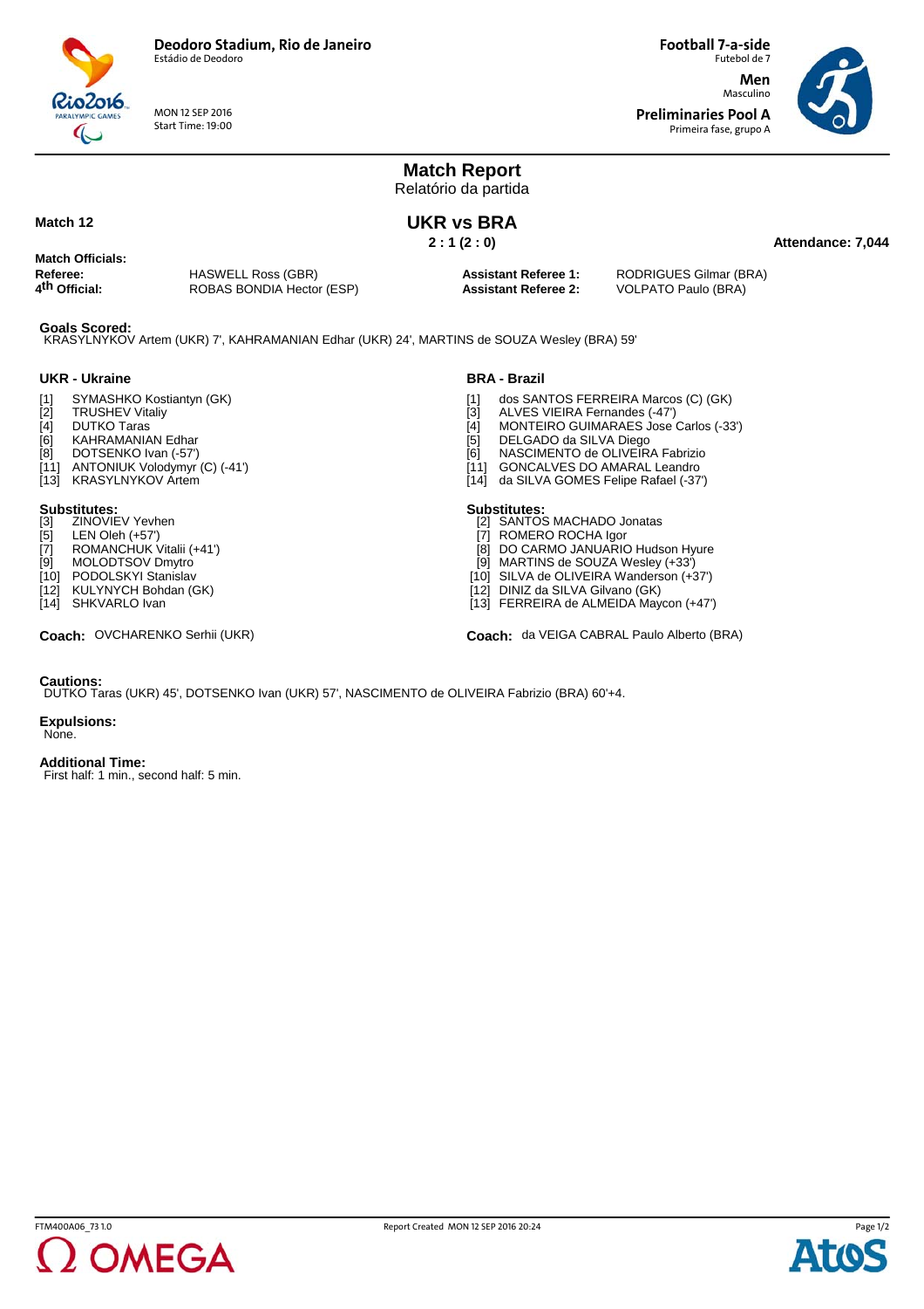**Deodoro Stadium, Rio de Janeiro**
Estádio de Deodoro

MON 12 SEP 2016
Start Time: 19:00

**Football 7-a-side**
Futebol de 7

**Men**
Masculino

**Preliminaries Pool A**
Primeira fase, grupo A

# Match Report
Relatório da partida

**Match 12**

## UKR vs BRA

**2 : 1 (2 : 0)**

**Attendance: 7,044**

**Match Officials:**

| | | | |
|---|---|---|---|
| **Referee:** | HASWELL Ross (GBR) | **Assistant Referee 1:** | RODRIGUES Gilmar (BRA) |
| **4th Official:** | ROBAS BONDIA Hector (ESP) | **Assistant Referee 2:** | VOLPATO Paulo (BRA) |

**Goals Scored:**
KRASYLNYKOV Artem (UKR) 7', KAHRAMANIAN Edhar (UKR) 24', MARTINS de SOUZA Wesley (BRA) 59'

### UKR - Ukraine

[1] SYMASHKO Kostiantyn (GK)
[2] TRUSHEV Vitaliy
[4] DUTKO Taras
[6] KAHRAMANIAN Edhar
[8] DOTSENKO Ivan (-57')
[11] ANTONIUK Volodymyr (C) (-41')
[13] KRASYLNYKOV Artem

**Substitutes:**
[3] ZINOVIEV Yevhen
[5] LEN Oleh (+57')
[7] ROMANCHUK Vitalii (+41')
[9] MOLODTSOV Dmytro
[10] PODOLSKYI Stanislav
[12] KULYNYCH Bohdan (GK)
[14] SHKVARLO Ivan

**Coach:** OVCHARENKO Serhii (UKR)

### BRA - Brazil

[1] dos SANTOS FERREIRA Marcos (C) (GK)
[3] ALVES VIEIRA Fernandes (-47')
[4] MONTEIRO GUIMARAES Jose Carlos (-33')
[5] DELGADO da SILVA Diego
[6] NASCIMENTO de OLIVEIRA Fabrizio
[11] GONCALVES DO AMARAL Leandro
[14] da SILVA GOMES Felipe Rafael (-37')

**Substitutes:**
[2] SANTOS MACHADO Jonatas
[7] ROMERO ROCHA Igor
[8] DO CARMO JANUARIO Hudson Hyure
[9] MARTINS de SOUZA Wesley (+33')
[10] SILVA de OLIVEIRA Wanderson (+37')
[12] DINIZ da SILVA Gilvano (GK)
[13] FERREIRA de ALMEIDA Maycon (+47')

**Coach:** da VEIGA CABRAL Paulo Alberto (BRA)

**Cautions:**
DUTKO Taras (UKR) 45', DOTSENKO Ivan (UKR) 57', NASCIMENTO de OLIVEIRA Fabrizio (BRA) 60'+4.

**Expulsions:**
None.

**Additional Time:**
First half: 1 min., second half: 5 min.

FTM400A06_73 1.0 Report Created MON 12 SEP 2016 20:24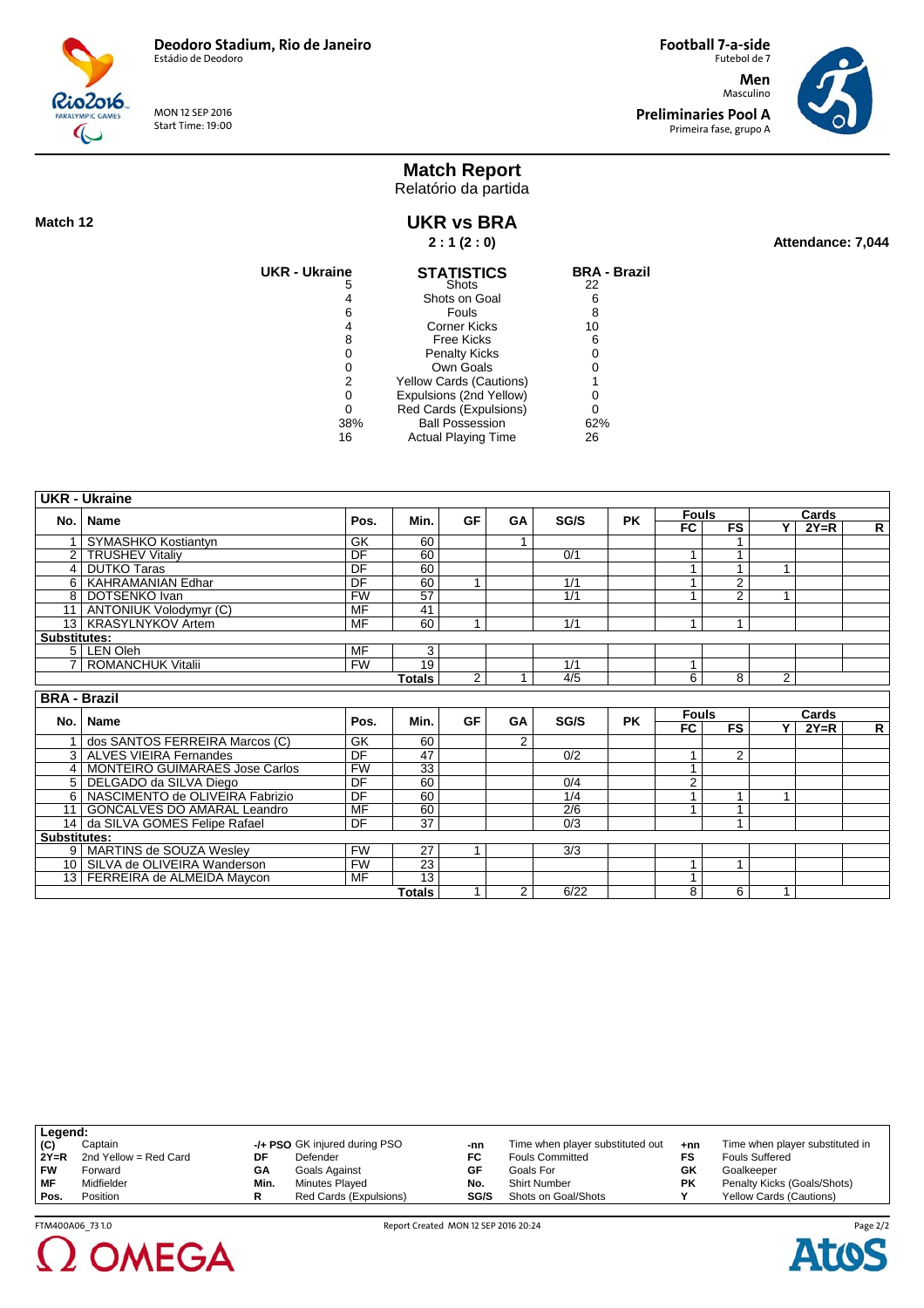Deodoro Stadium, Rio de Janeiro
Estádio de Deodoro

MON 12 SEP 2016
Start Time: 19:00

Football 7-a-side
Futebol de 7

Men
Masculino

Preliminaries Pool A
Primeira fase, grupo A

# Match Report
Relatório da partida

**Match 12**

## UKR vs BRA

**2 : 1 (2 : 0)**

**Attendance: 7,044**

| UKR - Ukraine | STATISTICS | BRA - Brazil |
|---|---|---|
| 5 | Shots | 22 |
| 4 | Shots on Goal | 6 |
| 6 | Fouls | 8 |
| 4 | Corner Kicks | 10 |
| 8 | Free Kicks | 6 |
| 0 | Penalty Kicks | 0 |
| 0 | Own Goals | 0 |
| 2 | Yellow Cards (Cautions) | 1 |
| 0 | Expulsions (2nd Yellow) | 0 |
| 0 | Red Cards (Expulsions) | 0 |
| 38% | Ball Possession | 62% |
| 16 | Actual Playing Time | 26 |

**UKR - Ukraine**

| No. | Name | Pos. | Min. | GF | GA | SG/S | PK | Fouls FC | Fouls FS | Cards Y | Cards 2Y=R | Cards R |
|---|---|---|---|---|---|---|---|---|---|---|---|---|
| 1 | SYMASHKO Kostiantyn | GK | 60 | | 1 | | | | 1 | | | |
| 2 | TRUSHEV Vitaliy | DF | 60 | | | 0/1 | | 1 | 1 | | | |
| 4 | DUTKO Taras | DF | 60 | | | | | 1 | 1 | 1 | | |
| 6 | KAHRAMANIAN Edhar | DF | 60 | 1 | | 1/1 | | 1 | 2 | | | |
| 8 | DOTSENKO Ivan | FW | 57 | | | 1/1 | | 1 | 2 | 1 | | |
| 11 | ANTONIUK Volodymyr (C) | MF | 41 | | | | | | | | | |
| 13 | KRASYLNYKOV Artem | MF | 60 | 1 | | 1/1 | | 1 | 1 | | | |
| **Substitutes:** | | | | | | | | | | | | |
| 5 | LEN Oleh | MF | 3 | | | | | | | | | |
| 7 | ROMANCHUK Vitalii | FW | 19 | | | 1/1 | | 1 | | | | |
| | | | **Totals** | 2 | 1 | 4/5 | | 6 | 8 | 2 | | |

**BRA - Brazil**

| No. | Name | Pos. | Min. | GF | GA | SG/S | PK | Fouls FC | Fouls FS | Cards Y | Cards 2Y=R | Cards R |
|---|---|---|---|---|---|---|---|---|---|---|---|---|
| 1 | dos SANTOS FERREIRA Marcos (C) | GK | 60 | | 2 | | | | | | | |
| 3 | ALVES VIEIRA Fernandes | DF | 47 | | | 0/2 | | 1 | 2 | | | |
| 4 | MONTEIRO GUIMARAES Jose Carlos | FW | 33 | | | | | 1 | | | | |
| 5 | DELGADO da SILVA Diego | DF | 60 | | | 0/4 | | 2 | | | | |
| 6 | NASCIMENTO de OLIVEIRA Fabrizio | DF | 60 | | | 1/4 | | 1 | 1 | 1 | | |
| 11 | GONCALVES DO AMARAL Leandro | MF | 60 | | | 2/6 | | 1 | 1 | | | |
| 14 | da SILVA GOMES Felipe Rafael | DF | 37 | | | 0/3 | | | 1 | | | |
| **Substitutes:** | | | | | | | | | | | | |
| 9 | MARTINS de SOUZA Wesley | FW | 27 | 1 | | 3/3 | | | | | | |
| 10 | SILVA de OLIVEIRA Wanderson | FW | 23 | | | | | 1 | 1 | | | |
| 13 | FERREIRA de ALMEIDA Maycon | MF | 13 | | | | | 1 | | | | |
| | | | **Totals** | 1 | 2 | 6/22 | | 8 | 6 | 1 | | |

**Legend:**

| | | | | | | | |
|---|---|---|---|---|---|---|---|
| (C) | Captain | -/+ PSO | GK injured during PSO | -nn | Time when player substituted out | +nn | Time when player substituted in |
| 2Y=R | 2nd Yellow = Red Card | DF | Defender | FC | Fouls Committed | FS | Fouls Suffered |
| FW | Forward | GA | Goals Against | GF | Goals For | GK | Goalkeeper |
| MF | Midfielder | Min. | Minutes Played | No. | Shirt Number | PK | Penalty Kicks (Goals/Shots) |
| Pos. | Position | R | Red Cards (Expulsions) | SG/S | Shots on Goal/Shots | Y | Yellow Cards (Cautions) |

FTM400A06_73 1.0 Report Created MON 12 SEP 2016 20:24